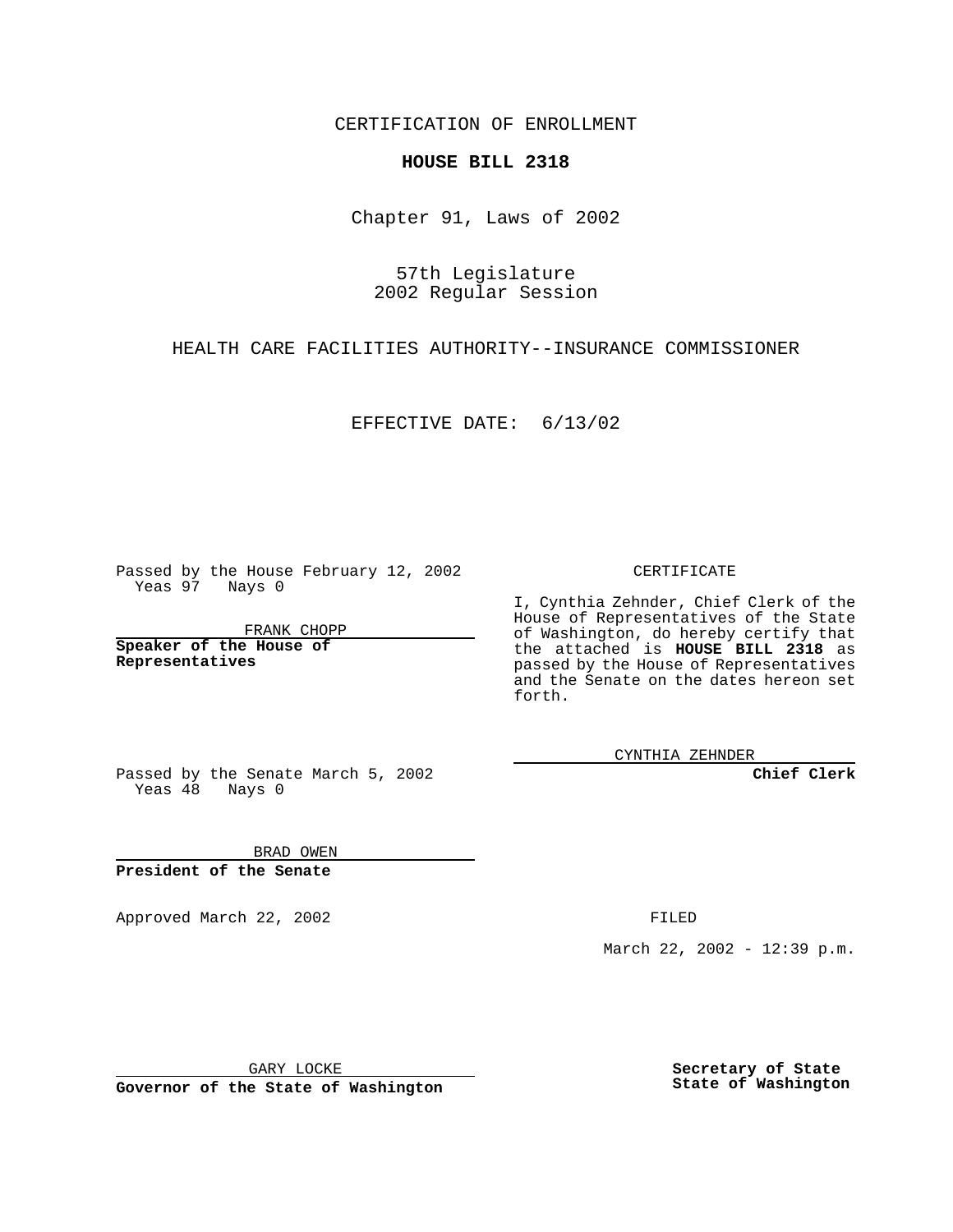CERTIFICATION OF ENROLLMENT

**HOUSE BILL 2318**

Chapter 91, Laws of 2002

57th Legislature
2002 Regular Session

HEALTH CARE FACILITIES AUTHORITY--INSURANCE COMMISSIONER

EFFECTIVE DATE: 6/13/02

Passed by the House February 12, 2002
Yeas 97 Nays 0

FRANK CHOPP

**Speaker of the House of Representatives**

Passed by the Senate March 5, 2002
Yeas 48 Nays 0

BRAD OWEN

**President of the Senate**

Approved March 22, 2002

GARY LOCKE

**Governor of the State of Washington**

CERTIFICATE

I, Cynthia Zehnder, Chief Clerk of the House of Representatives of the State of Washington, do hereby certify that the attached is **HOUSE BILL 2318** as passed by the House of Representatives and the Senate on the dates hereon set forth.

CYNTHIA ZEHNDER

**Chief Clerk**

FILED

March 22, 2002 - 12:39 p.m.

**Secretary of State**
**State of Washington**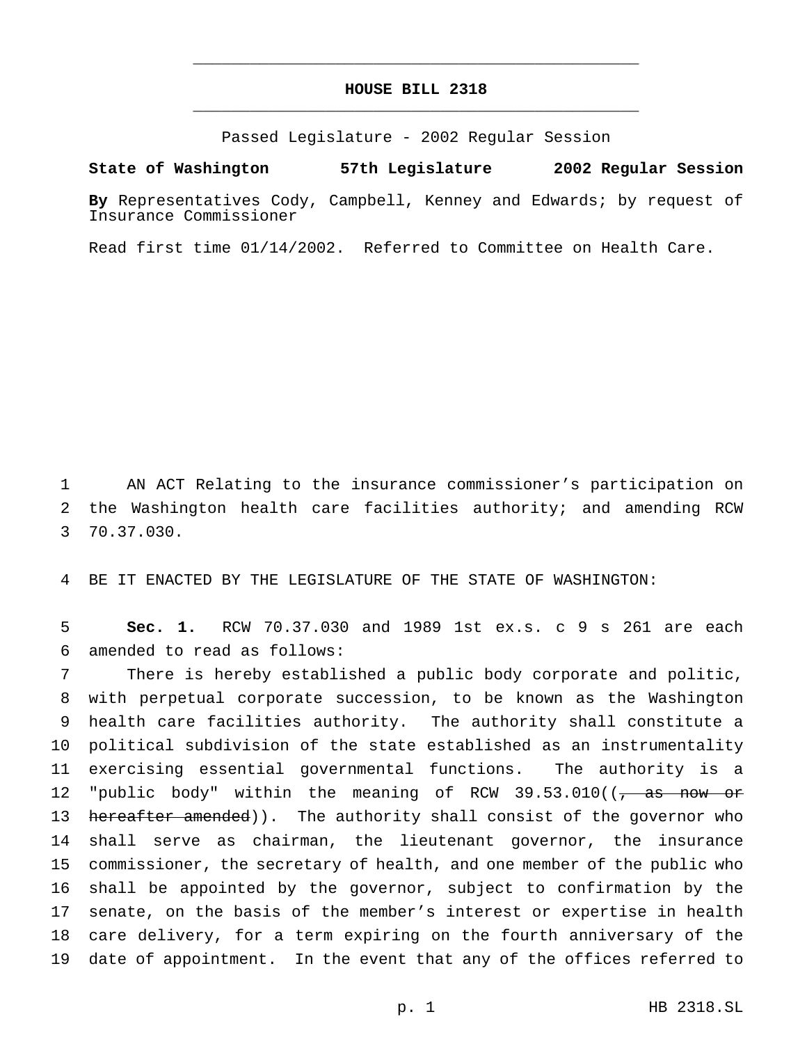# HOUSE BILL 2318

Passed Legislature - 2002 Regular Session

**State of Washington 57th Legislature 2002 Regular Session**

**By** Representatives Cody, Campbell, Kenney and Edwards; by request of Insurance Commissioner

Read first time 01/14/2002. Referred to Committee on Health Care.

AN ACT Relating to the insurance commissioner's participation on the Washington health care facilities authority; and amending RCW 70.37.030.

BE IT ENACTED BY THE LEGISLATURE OF THE STATE OF WASHINGTON:

**Sec. 1.** RCW 70.37.030 and 1989 1st ex.s. c 9 s 261 are each amended to read as follows:

There is hereby established a public body corporate and politic, with perpetual corporate succession, to be known as the Washington health care facilities authority. The authority shall constitute a political subdivision of the state established as an instrumentality exercising essential governmental functions. The authority is a "public body" within the meaning of RCW 39.53.010((~~, as now or hereafter amended~~)). The authority shall consist of the governor who shall serve as chairman, the lieutenant governor, the insurance commissioner, the secretary of health, and one member of the public who shall be appointed by the governor, subject to confirmation by the senate, on the basis of the member's interest or expertise in health care delivery, for a term expiring on the fourth anniversary of the date of appointment. In the event that any of the offices referred to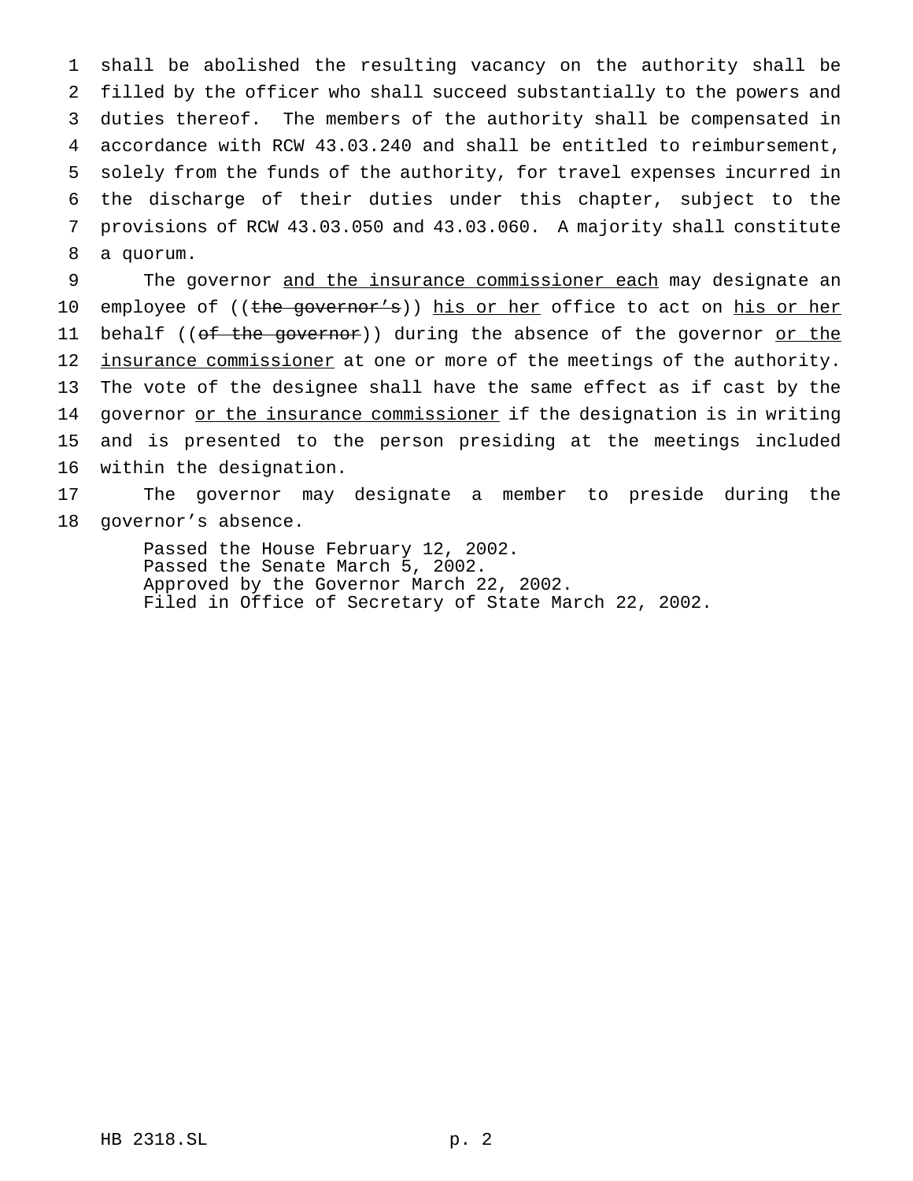shall be abolished the resulting vacancy on the authority shall be filled by the officer who shall succeed substantially to the powers and duties thereof. The members of the authority shall be compensated in accordance with RCW 43.03.240 and shall be entitled to reimbursement, solely from the funds of the authority, for travel expenses incurred in the discharge of their duties under this chapter, subject to the provisions of RCW 43.03.050 and 43.03.060. A majority shall constitute a quorum.

The governor and the insurance commissioner each may designate an employee of ((~~the governor's~~)) his or her office to act on his or her behalf ((~~of the governor~~)) during the absence of the governor or the insurance commissioner at one or more of the meetings of the authority. The vote of the designee shall have the same effect as if cast by the governor or the insurance commissioner if the designation is in writing and is presented to the person presiding at the meetings included within the designation.

The governor may designate a member to preside during the governor's absence.

Passed the House February 12, 2002.
Passed the Senate March 5, 2002.
Approved by the Governor March 22, 2002.
Filed in Office of Secretary of State March 22, 2002.